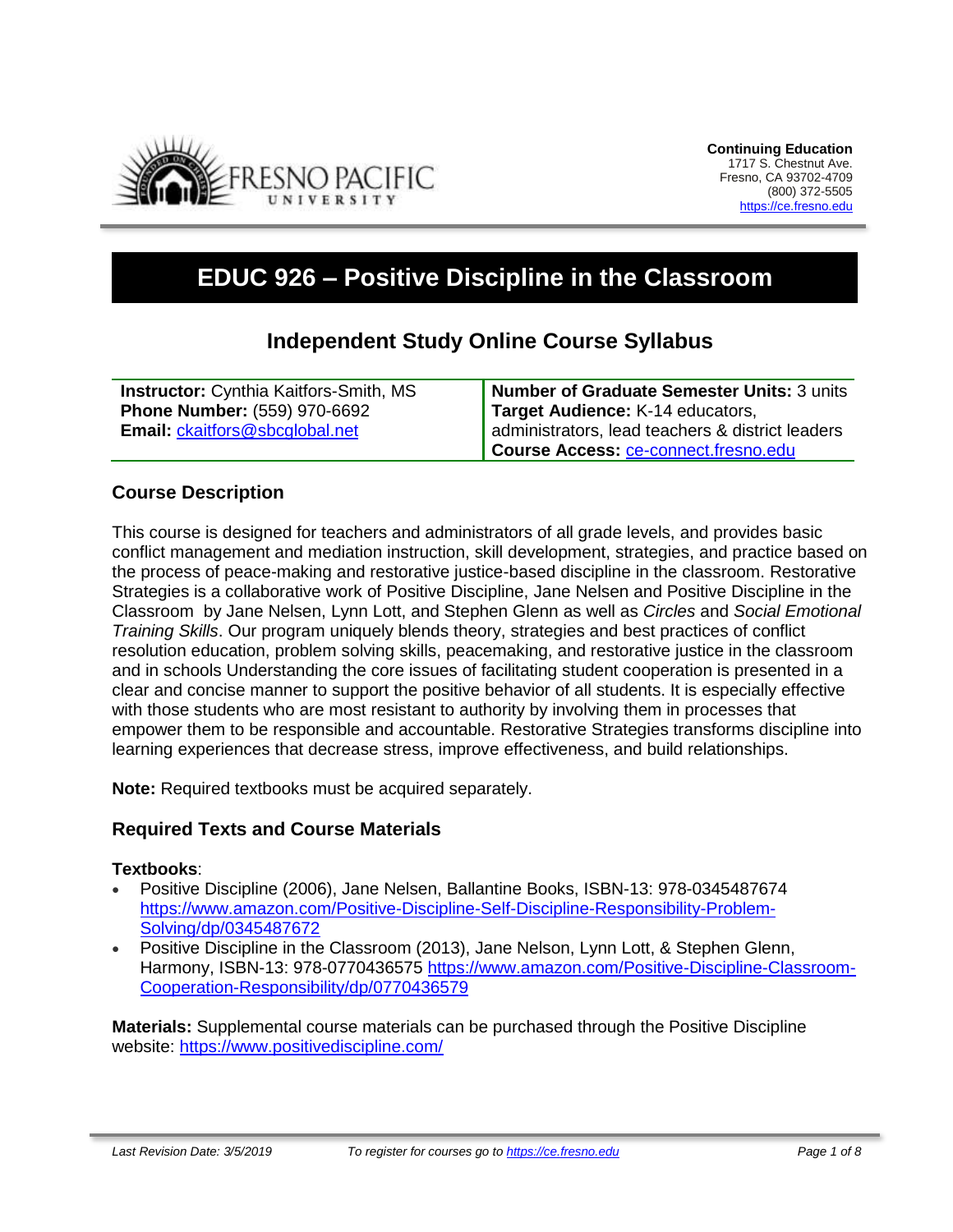**Continuing Education**
1717 S. Chestnut Ave.
Fresno, CA 93702-4709
(800) 372-5505
https://ce.fresno.edu

# EDUC 926 – Positive Discipline in the Classroom

## Independent Study Online Course Syllabus

| | |
|---|---|
| **Instructor:** Cynthia Kaitfors-Smith, MS<br>**Phone Number:** (559) 970-6692<br>**Email:** ckaitfors@sbcglobal.net | **Number of Graduate Semester Units:** 3 units<br>**Target Audience:** K-14 educators, administrators, lead teachers & district leaders<br>**Course Access:** ce-connect.fresno.edu |

### Course Description

This course is designed for teachers and administrators of all grade levels, and provides basic conflict management and mediation instruction, skill development, strategies, and practice based on the process of peace-making and restorative justice-based discipline in the classroom. Restorative Strategies is a collaborative work of Positive Discipline, Jane Nelsen and Positive Discipline in the Classroom by Jane Nelsen, Lynn Lott, and Stephen Glenn as well as *Circles* and *Social Emotional Training Skills*. Our program uniquely blends theory, strategies and best practices of conflict resolution education, problem solving skills, peacemaking, and restorative justice in the classroom and in schools Understanding the core issues of facilitating student cooperation is presented in a clear and concise manner to support the positive behavior of all students. It is especially effective with those students who are most resistant to authority by involving them in processes that empower them to be responsible and accountable. Restorative Strategies transforms discipline into learning experiences that decrease stress, improve effectiveness, and build relationships.

**Note:** Required textbooks must be acquired separately.

### Required Texts and Course Materials

**Textbooks**:

- Positive Discipline (2006), Jane Nelsen, Ballantine Books, ISBN-13: 978-0345487674 https://www.amazon.com/Positive-Discipline-Self-Discipline-Responsibility-Problem-Solving/dp/0345487672
- Positive Discipline in the Classroom (2013), Jane Nelson, Lynn Lott, & Stephen Glenn, Harmony, ISBN-13: 978-0770436575 https://www.amazon.com/Positive-Discipline-Classroom-Cooperation-Responsibility/dp/0770436579

**Materials:** Supplemental course materials can be purchased through the Positive Discipline website: https://www.positivediscipline.com/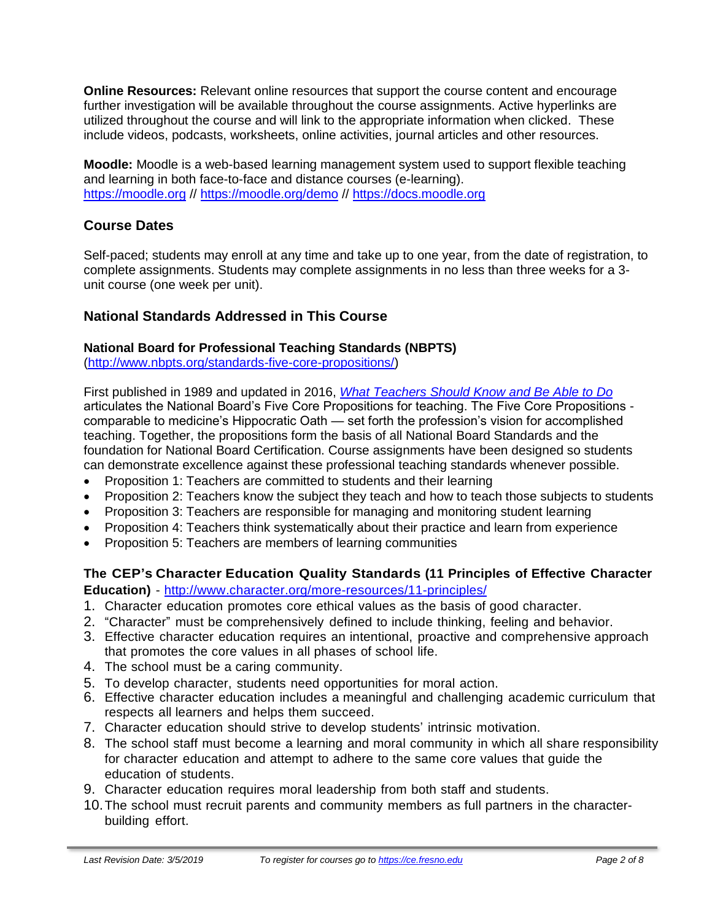**Online Resources:** Relevant online resources that support the course content and encourage further investigation will be available throughout the course assignments. Active hyperlinks are utilized throughout the course and will link to the appropriate information when clicked. These include videos, podcasts, worksheets, online activities, journal articles and other resources.

**Moodle:** Moodle is a web-based learning management system used to support flexible teaching and learning in both face-to-face and distance courses (e-learning). https://moodle.org // https://moodle.org/demo // https://docs.moodle.org

## Course Dates

Self-paced; students may enroll at any time and take up to one year, from the date of registration, to complete assignments. Students may complete assignments in no less than three weeks for a 3-unit course (one week per unit).

## National Standards Addressed in This Course

### National Board for Professional Teaching Standards (NBPTS)

(http://www.nbpts.org/standards-five-core-propositions/)

First published in 1989 and updated in 2016, *What Teachers Should Know and Be Able to Do* articulates the National Board's Five Core Propositions for teaching. The Five Core Propositions - comparable to medicine's Hippocratic Oath — set forth the profession's vision for accomplished teaching. Together, the propositions form the basis of all National Board Standards and the foundation for National Board Certification. Course assignments have been designed so students can demonstrate excellence against these professional teaching standards whenever possible.

- Proposition 1: Teachers are committed to students and their learning
- Proposition 2: Teachers know the subject they teach and how to teach those subjects to students
- Proposition 3: Teachers are responsible for managing and monitoring student learning
- Proposition 4: Teachers think systematically about their practice and learn from experience
- Proposition 5: Teachers are members of learning communities

### The CEP's Character Education Quality Standards (11 Principles of Effective Character Education) - http://www.character.org/more-resources/11-principles/

1. Character education promotes core ethical values as the basis of good character.
2. "Character" must be comprehensively defined to include thinking, feeling and behavior.
3. Effective character education requires an intentional, proactive and comprehensive approach that promotes the core values in all phases of school life.
4. The school must be a caring community.
5. To develop character, students need opportunities for moral action.
6. Effective character education includes a meaningful and challenging academic curriculum that respects all learners and helps them succeed.
7. Character education should strive to develop students' intrinsic motivation.
8. The school staff must become a learning and moral community in which all share responsibility for character education and attempt to adhere to the same core values that guide the education of students.
9. Character education requires moral leadership from both staff and students.
10. The school must recruit parents and community members as full partners in the character-building effort.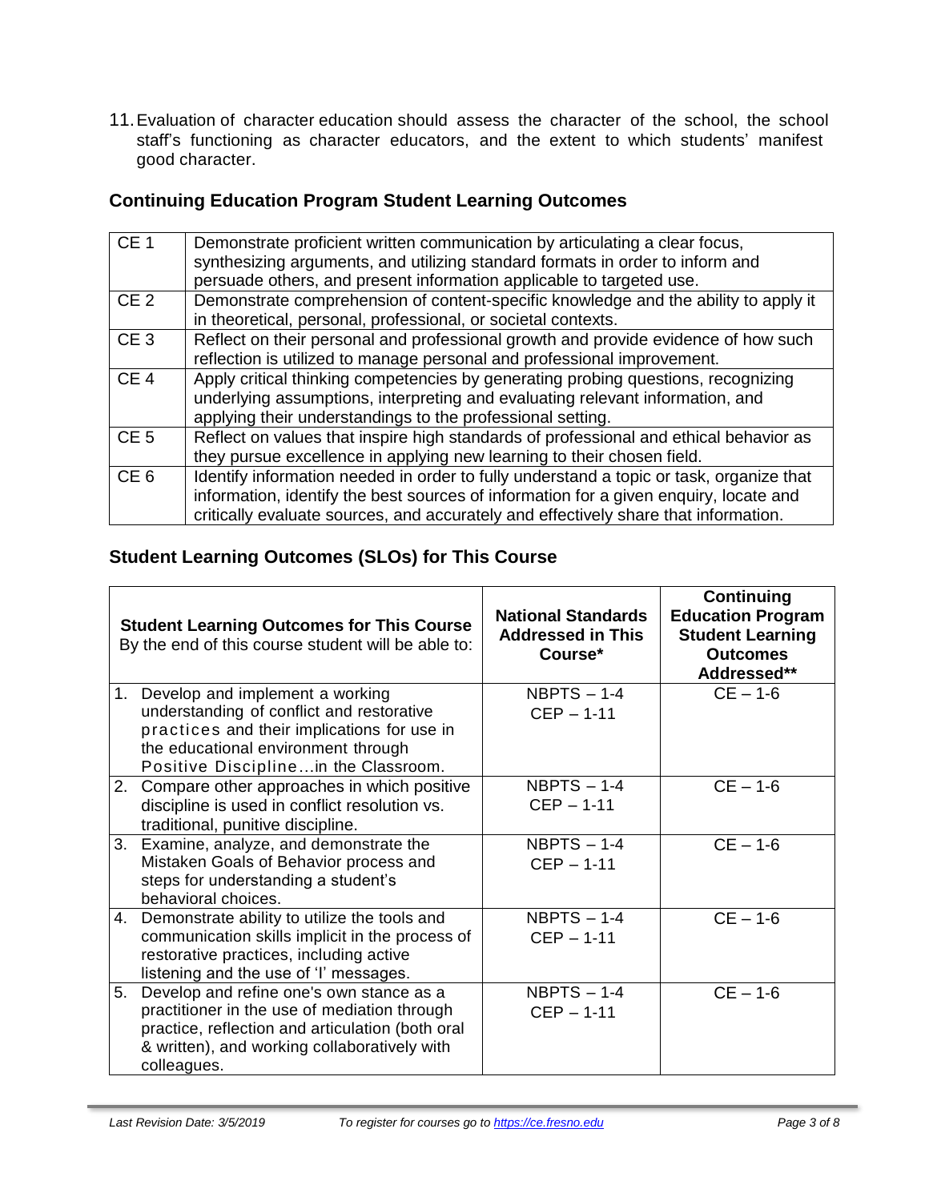11. Evaluation of character education should assess the character of the school, the school staff's functioning as character educators, and the extent to which students' manifest good character.

## Continuing Education Program Student Learning Outcomes

| | |
|---|---|
| CE 1 | Demonstrate proficient written communication by articulating a clear focus, synthesizing arguments, and utilizing standard formats in order to inform and persuade others, and present information applicable to targeted use. |
| CE 2 | Demonstrate comprehension of content-specific knowledge and the ability to apply it in theoretical, personal, professional, or societal contexts. |
| CE 3 | Reflect on their personal and professional growth and provide evidence of how such reflection is utilized to manage personal and professional improvement. |
| CE 4 | Apply critical thinking competencies by generating probing questions, recognizing underlying assumptions, interpreting and evaluating relevant information, and applying their understandings to the professional setting. |
| CE 5 | Reflect on values that inspire high standards of professional and ethical behavior as they pursue excellence in applying new learning to their chosen field. |
| CE 6 | Identify information needed in order to fully understand a topic or task, organize that information, identify the best sources of information for a given enquiry, locate and critically evaluate sources, and accurately and effectively share that information. |

## Student Learning Outcomes (SLOs) for This Course

| **Student Learning Outcomes for This Course** By the end of this course student will be able to: | **National Standards Addressed in This Course*** | **Continuing Education Program Student Learning Outcomes Addressed**** |
|---|---|---|
| 1. Develop and implement a working understanding of conflict and restorative practices and their implications for use in the educational environment through Positive Discipline…in the Classroom. | NBPTS – 1-4<br>CEP – 1-11 | CE – 1-6 |
| 2. Compare other approaches in which positive discipline is used in conflict resolution vs. traditional, punitive discipline. | NBPTS – 1-4<br>CEP – 1-11 | CE – 1-6 |
| 3. Examine, analyze, and demonstrate the Mistaken Goals of Behavior process and steps for understanding a student's behavioral choices. | NBPTS – 1-4<br>CEP – 1-11 | CE – 1-6 |
| 4. Demonstrate ability to utilize the tools and communication skills implicit in the process of restorative practices, including active listening and the use of 'I' messages. | NBPTS – 1-4<br>CEP – 1-11 | CE – 1-6 |
| 5. Develop and refine one's own stance as a practitioner in the use of mediation through practice, reflection and articulation (both oral & written), and working collaboratively with colleagues. | NBPTS – 1-4<br>CEP – 1-11 | CE – 1-6 |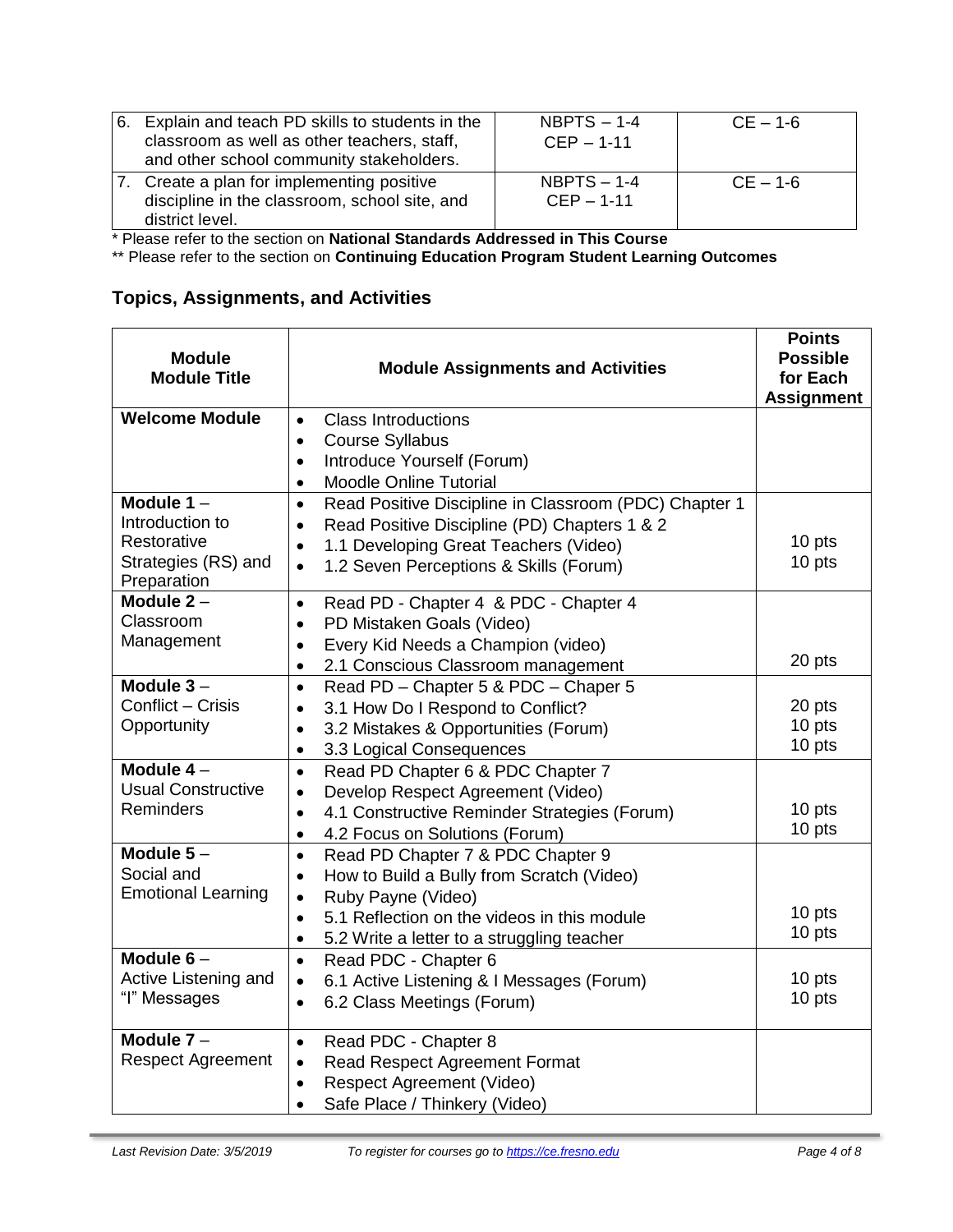| | | |
|---|---|---|
| 6. Explain and teach PD skills to students in the classroom as well as other teachers, staff, and other school community stakeholders. | NBPTS – 1-4<br>CEP – 1-11 | CE – 1-6 |
| 7. Create a plan for implementing positive discipline in the classroom, school site, and district level. | NBPTS – 1-4<br>CEP – 1-11 | CE – 1-6 |

* Please refer to the section on **National Standards Addressed in This Course**

** Please refer to the section on **Continuing Education Program Student Learning Outcomes**

## Topics, Assignments, and Activities

| Module<br>Module Title | Module Assignments and Activities | Points Possible for Each Assignment |
|---|---|---|
| **Welcome Module** | • Class Introductions<br>• Course Syllabus<br>• Introduce Yourself (Forum)<br>• Moodle Online Tutorial | |
| **Module 1** – Introduction to Restorative Strategies (RS) and Preparation | • Read Positive Discipline in Classroom (PDC) Chapter 1<br>• Read Positive Discipline (PD) Chapters 1 & 2<br>• 1.1 Developing Great Teachers (Video)<br>• 1.2 Seven Perceptions & Skills (Forum) | 10 pts<br>10 pts |
| **Module 2** – Classroom Management | • Read PD - Chapter 4 & PDC - Chapter 4<br>• PD Mistaken Goals (Video)<br>• Every Kid Needs a Champion (video)<br>• 2.1 Conscious Classroom management | 20 pts |
| **Module 3** – Conflict – Crisis Opportunity | • Read PD – Chapter 5 & PDC – Chaper 5<br>• 3.1 How Do I Respond to Conflict?<br>• 3.2 Mistakes & Opportunities (Forum)<br>• 3.3 Logical Consequences | 20 pts<br>10 pts<br>10 pts |
| **Module 4** – Usual Constructive Reminders | • Read PD Chapter 6 & PDC Chapter 7<br>• Develop Respect Agreement (Video)<br>• 4.1 Constructive Reminder Strategies (Forum)<br>• 4.2 Focus on Solutions (Forum) | 10 pts<br>10 pts |
| **Module 5** – Social and Emotional Learning | • Read PD Chapter 7 & PDC Chapter 9<br>• How to Build a Bully from Scratch (Video)<br>• Ruby Payne (Video)<br>• 5.1 Reflection on the videos in this module<br>• 5.2 Write a letter to a struggling teacher | 10 pts<br>10 pts |
| **Module 6** – Active Listening and "I" Messages | • Read PDC - Chapter 6<br>• 6.1 Active Listening & I Messages (Forum)<br>• 6.2 Class Meetings (Forum) | 10 pts<br>10 pts |
| **Module 7** – Respect Agreement | • Read PDC - Chapter 8<br>• Read Respect Agreement Format<br>• Respect Agreement (Video)<br>• Safe Place / Thinkery (Video) | |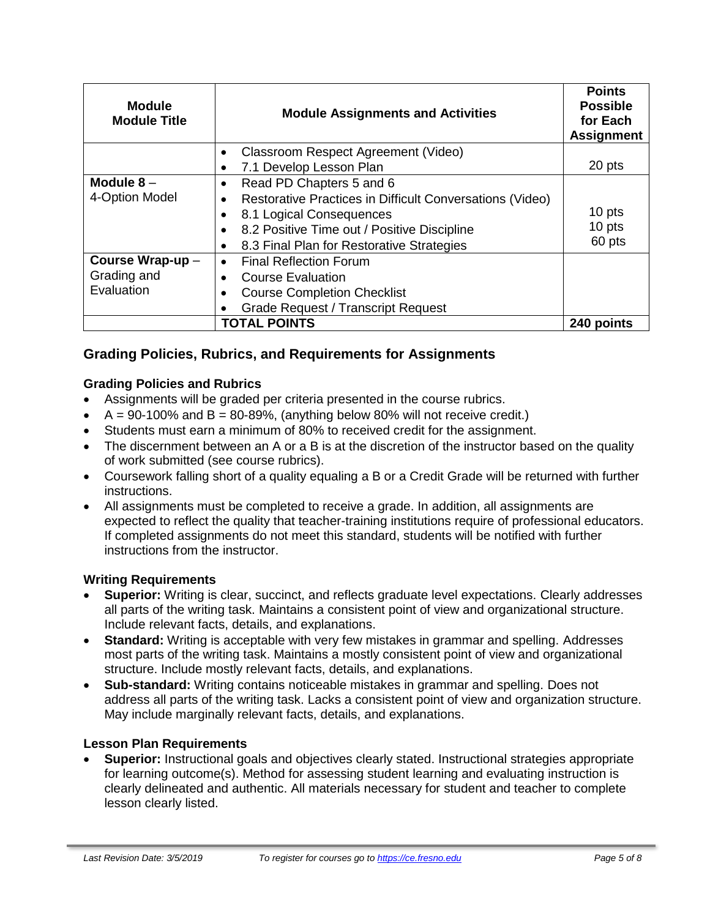| Module<br>Module Title | Module Assignments and Activities | Points Possible for Each Assignment |
|---|---|---|
| | • Classroom Respect Agreement (Video)<br>• 7.1 Develop Lesson Plan | 20 pts |
| **Module 8** –<br>4-Option Model | • Read PD Chapters 5 and 6<br>• Restorative Practices in Difficult Conversations (Video)<br>• 8.1 Logical Consequences<br>• 8.2 Positive Time out / Positive Discipline<br>• 8.3 Final Plan for Restorative Strategies | <br><br>10 pts<br>10 pts<br>60 pts |
| **Course Wrap-up** –<br>Grading and Evaluation | • Final Reflection Forum<br>• Course Evaluation<br>• Course Completion Checklist<br>• Grade Request / Transcript Request | |
| | **TOTAL POINTS** | **240 points** |

## Grading Policies, Rubrics, and Requirements for Assignments

### Grading Policies and Rubrics

- Assignments will be graded per criteria presented in the course rubrics.
- A = 90-100% and B = 80-89%, (anything below 80% will not receive credit.)
- Students must earn a minimum of 80% to received credit for the assignment.
- The discernment between an A or a B is at the discretion of the instructor based on the quality of work submitted (see course rubrics).
- Coursework falling short of a quality equaling a B or a Credit Grade will be returned with further instructions.
- All assignments must be completed to receive a grade. In addition, all assignments are expected to reflect the quality that teacher-training institutions require of professional educators. If completed assignments do not meet this standard, students will be notified with further instructions from the instructor.

### Writing Requirements

- **Superior:** Writing is clear, succinct, and reflects graduate level expectations. Clearly addresses all parts of the writing task. Maintains a consistent point of view and organizational structure. Include relevant facts, details, and explanations.
- **Standard:** Writing is acceptable with very few mistakes in grammar and spelling. Addresses most parts of the writing task. Maintains a mostly consistent point of view and organizational structure. Include mostly relevant facts, details, and explanations.
- **Sub-standard:** Writing contains noticeable mistakes in grammar and spelling. Does not address all parts of the writing task. Lacks a consistent point of view and organization structure. May include marginally relevant facts, details, and explanations.

### Lesson Plan Requirements

- **Superior:** Instructional goals and objectives clearly stated. Instructional strategies appropriate for learning outcome(s). Method for assessing student learning and evaluating instruction is clearly delineated and authentic. All materials necessary for student and teacher to complete lesson clearly listed.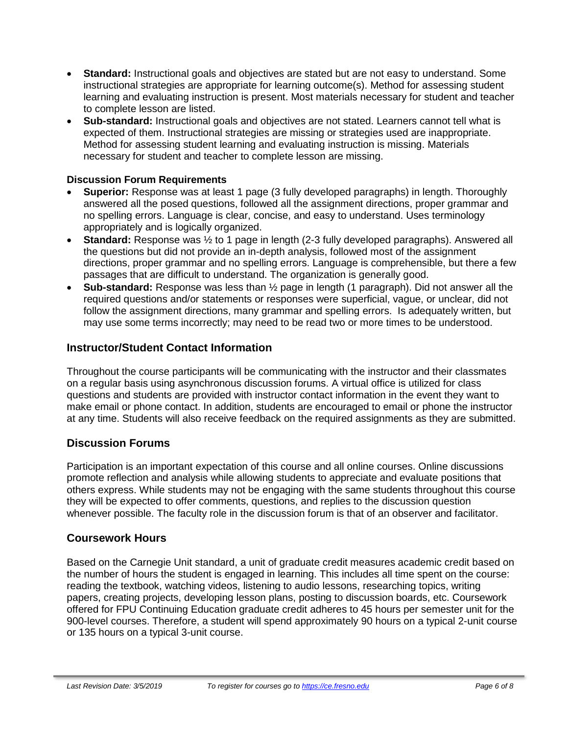- **Standard:** Instructional goals and objectives are stated but are not easy to understand. Some instructional strategies are appropriate for learning outcome(s). Method for assessing student learning and evaluating instruction is present. Most materials necessary for student and teacher to complete lesson are listed.
- **Sub-standard:** Instructional goals and objectives are not stated. Learners cannot tell what is expected of them. Instructional strategies are missing or strategies used are inappropriate. Method for assessing student learning and evaluating instruction is missing. Materials necessary for student and teacher to complete lesson are missing.

**Discussion Forum Requirements**

- **Superior:** Response was at least 1 page (3 fully developed paragraphs) in length. Thoroughly answered all the posed questions, followed all the assignment directions, proper grammar and no spelling errors. Language is clear, concise, and easy to understand. Uses terminology appropriately and is logically organized.
- **Standard:** Response was ½ to 1 page in length (2-3 fully developed paragraphs). Answered all the questions but did not provide an in-depth analysis, followed most of the assignment directions, proper grammar and no spelling errors. Language is comprehensible, but there a few passages that are difficult to understand. The organization is generally good.
- **Sub-standard:** Response was less than ½ page in length (1 paragraph). Did not answer all the required questions and/or statements or responses were superficial, vague, or unclear, did not follow the assignment directions, many grammar and spelling errors. Is adequately written, but may use some terms incorrectly; may need to be read two or more times to be understood.

## Instructor/Student Contact Information

Throughout the course participants will be communicating with the instructor and their classmates on a regular basis using asynchronous discussion forums. A virtual office is utilized for class questions and students are provided with instructor contact information in the event they want to make email or phone contact. In addition, students are encouraged to email or phone the instructor at any time. Students will also receive feedback on the required assignments as they are submitted.

## Discussion Forums

Participation is an important expectation of this course and all online courses. Online discussions promote reflection and analysis while allowing students to appreciate and evaluate positions that others express. While students may not be engaging with the same students throughout this course they will be expected to offer comments, questions, and replies to the discussion question whenever possible. The faculty role in the discussion forum is that of an observer and facilitator.

## Coursework Hours

Based on the Carnegie Unit standard, a unit of graduate credit measures academic credit based on the number of hours the student is engaged in learning. This includes all time spent on the course: reading the textbook, watching videos, listening to audio lessons, researching topics, writing papers, creating projects, developing lesson plans, posting to discussion boards, etc. Coursework offered for FPU Continuing Education graduate credit adheres to 45 hours per semester unit for the 900-level courses. Therefore, a student will spend approximately 90 hours on a typical 2-unit course or 135 hours on a typical 3-unit course.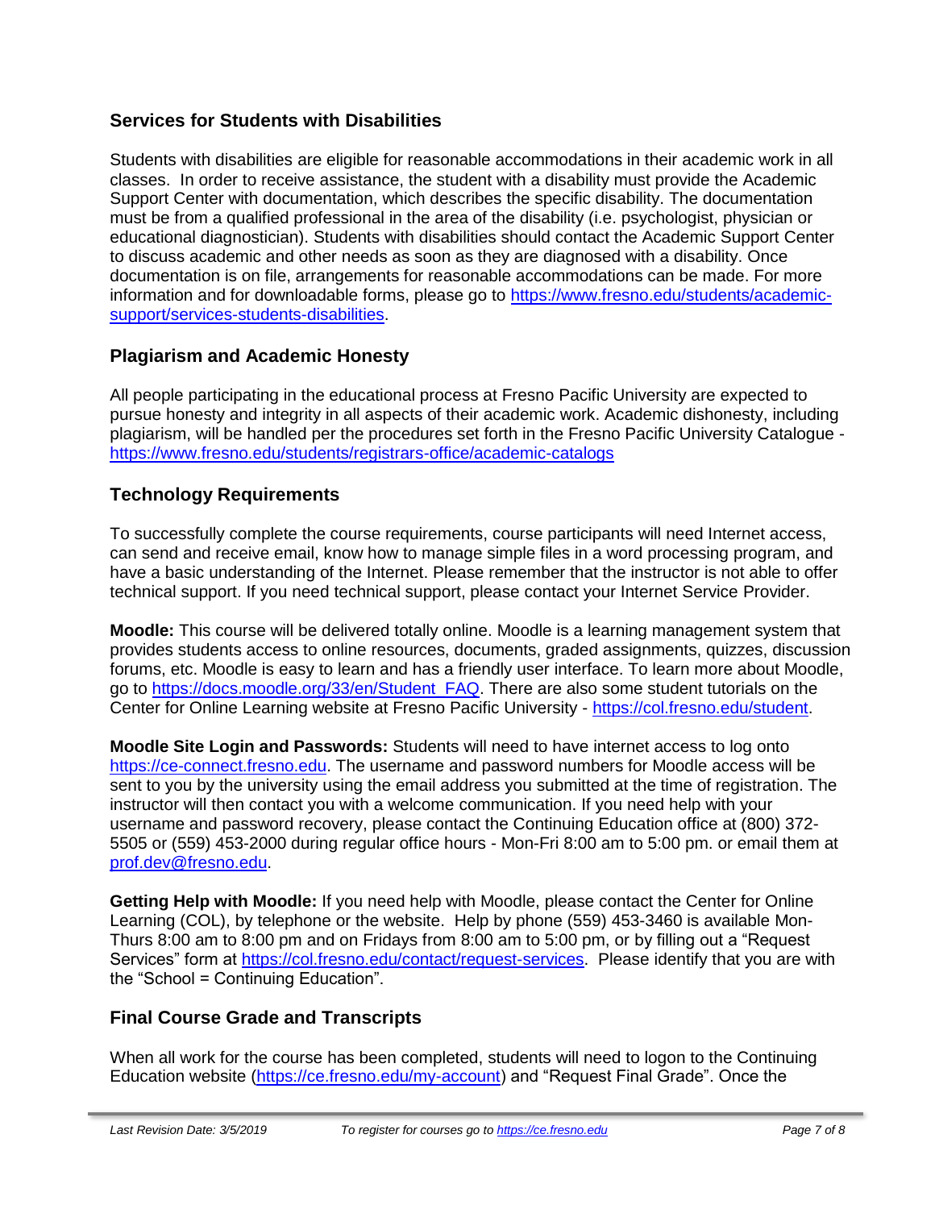## Services for Students with Disabilities

Students with disabilities are eligible for reasonable accommodations in their academic work in all classes. In order to receive assistance, the student with a disability must provide the Academic Support Center with documentation, which describes the specific disability. The documentation must be from a qualified professional in the area of the disability (i.e. psychologist, physician or educational diagnostician). Students with disabilities should contact the Academic Support Center to discuss academic and other needs as soon as they are diagnosed with a disability. Once documentation is on file, arrangements for reasonable accommodations can be made. For more information and for downloadable forms, please go to https://www.fresno.edu/students/academic-support/services-students-disabilities.

## Plagiarism and Academic Honesty

All people participating in the educational process at Fresno Pacific University are expected to pursue honesty and integrity in all aspects of their academic work. Academic dishonesty, including plagiarism, will be handled per the procedures set forth in the Fresno Pacific University Catalogue - https://www.fresno.edu/students/registrars-office/academic-catalogs

## Technology Requirements

To successfully complete the course requirements, course participants will need Internet access, can send and receive email, know how to manage simple files in a word processing program, and have a basic understanding of the Internet. Please remember that the instructor is not able to offer technical support. If you need technical support, please contact your Internet Service Provider.

**Moodle:** This course will be delivered totally online. Moodle is a learning management system that provides students access to online resources, documents, graded assignments, quizzes, discussion forums, etc. Moodle is easy to learn and has a friendly user interface. To learn more about Moodle, go to https://docs.moodle.org/33/en/Student_FAQ. There are also some student tutorials on the Center for Online Learning website at Fresno Pacific University - https://col.fresno.edu/student.

**Moodle Site Login and Passwords:** Students will need to have internet access to log onto https://ce-connect.fresno.edu. The username and password numbers for Moodle access will be sent to you by the university using the email address you submitted at the time of registration. The instructor will then contact you with a welcome communication. If you need help with your username and password recovery, please contact the Continuing Education office at (800) 372-5505 or (559) 453-2000 during regular office hours - Mon-Fri 8:00 am to 5:00 pm. or email them at prof.dev@fresno.edu.

**Getting Help with Moodle:** If you need help with Moodle, please contact the Center for Online Learning (COL), by telephone or the website. Help by phone (559) 453-3460 is available Mon-Thurs 8:00 am to 8:00 pm and on Fridays from 8:00 am to 5:00 pm, or by filling out a "Request Services" form at https://col.fresno.edu/contact/request-services. Please identify that you are with the "School = Continuing Education".

## Final Course Grade and Transcripts

When all work for the course has been completed, students will need to logon to the Continuing Education website (https://ce.fresno.edu/my-account) and "Request Final Grade". Once the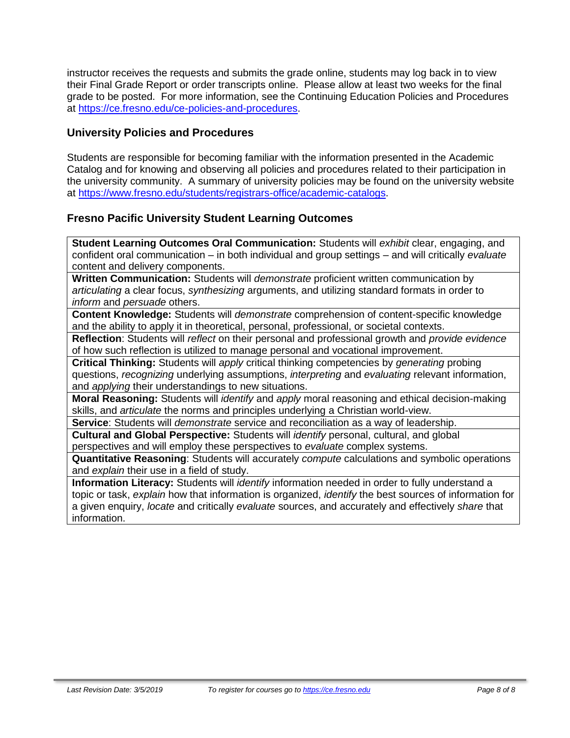instructor receives the requests and submits the grade online, students may log back in to view their Final Grade Report or order transcripts online. Please allow at least two weeks for the final grade to be posted. For more information, see the Continuing Education Policies and Procedures at https://ce.fresno.edu/ce-policies-and-procedures.

### University Policies and Procedures

Students are responsible for becoming familiar with the information presented in the Academic Catalog and for knowing and observing all policies and procedures related to their participation in the university community. A summary of university policies may be found on the university website at https://www.fresno.edu/students/registrars-office/academic-catalogs.

### Fresno Pacific University Student Learning Outcomes

| |
|---|
| **Student Learning Outcomes Oral Communication:** Students will *exhibit* clear, engaging, and confident oral communication – in both individual and group settings – and will critically *evaluate* content and delivery components. |
| **Written Communication:** Students will *demonstrate* proficient written communication by *articulating* a clear focus, *synthesizing* arguments, and utilizing standard formats in order to *inform* and *persuade* others. |
| **Content Knowledge:** Students will *demonstrate* comprehension of content-specific knowledge and the ability to apply it in theoretical, personal, professional, or societal contexts. |
| **Reflection**: Students will *reflect* on their personal and professional growth and *provide evidence* of how such reflection is utilized to manage personal and vocational improvement. |
| **Critical Thinking:** Students will *apply* critical thinking competencies by *generating* probing questions, *recognizing* underlying assumptions, *interpreting* and *evaluating* relevant information, and *applying* their understandings to new situations. |
| **Moral Reasoning:** Students will *identify* and *apply* moral reasoning and ethical decision-making skills, and *articulate* the norms and principles underlying a Christian world-view. |
| **Service**: Students will *demonstrate* service and reconciliation as a way of leadership. |
| **Cultural and Global Perspective:** Students will *identify* personal, cultural, and global perspectives and will employ these perspectives to *evaluate* complex systems. |
| **Quantitative Reasoning**: Students will accurately *compute* calculations and symbolic operations and *explain* their use in a field of study. |
| **Information Literacy:** Students will *identify* information needed in order to fully understand a topic or task, *explain* how that information is organized, *identify* the best sources of information for a given enquiry, *locate* and critically *evaluate* sources, and accurately and effectively *share* that information. |